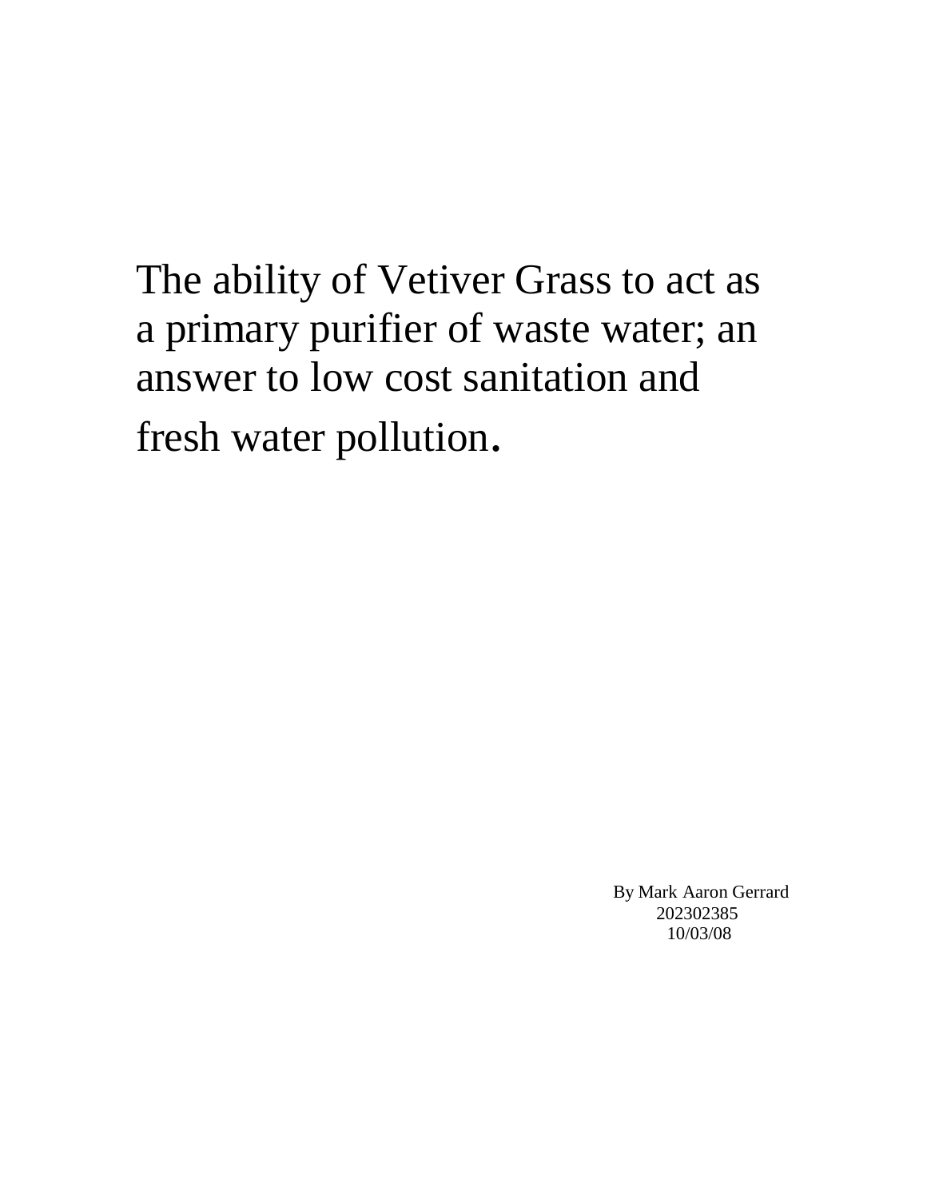# The ability of Vetiver Grass to act as a primary purifier of waste water; an answer to low cost sanitation and fresh water pollution.

By Mark Aaron Gerrard
202302385
10/03/08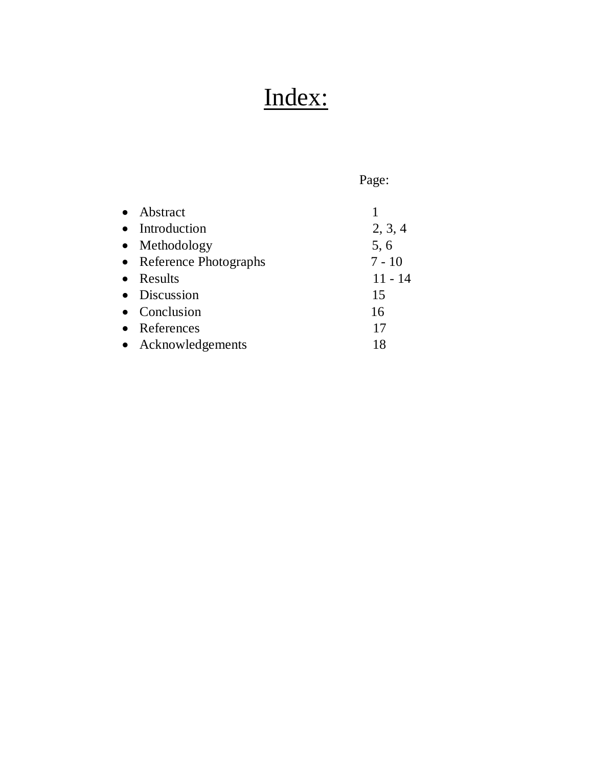# Index:

| | Page: |
|---|---|
| Abstract | 1 |
| Introduction | 2, 3, 4 |
| Methodology | 5, 6 |
| Reference Photographs | 7 - 10 |
| Results | 11 - 14 |
| Discussion | 15 |
| Conclusion | 16 |
| References | 17 |
| Acknowledgements | 18 |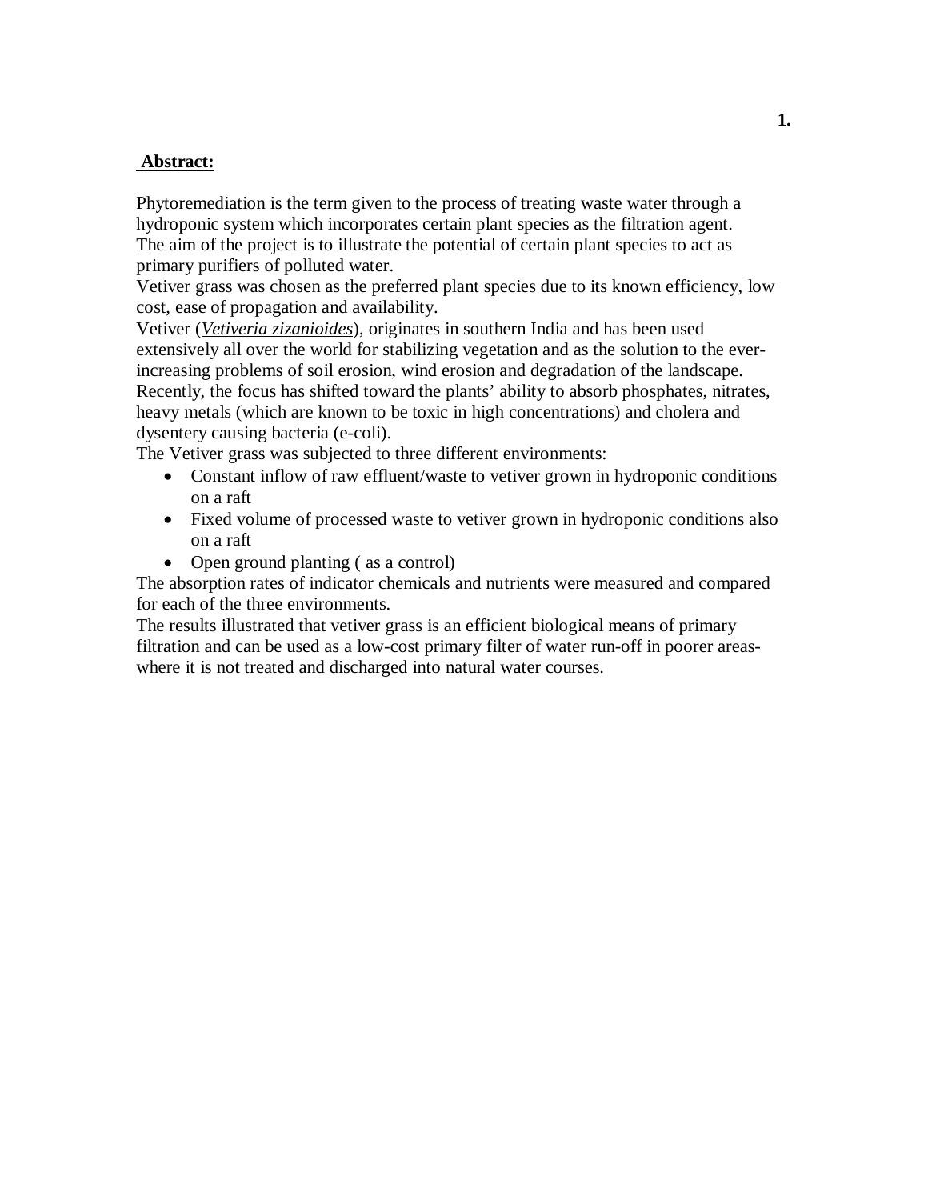## Abstract:

Phytoremediation is the term given to the process of treating waste water through a hydroponic system which incorporates certain plant species as the filtration agent.
The aim of the project is to illustrate the potential of certain plant species to act as primary purifiers of polluted water.
Vetiver grass was chosen as the preferred plant species due to its known efficiency, low cost, ease of propagation and availability.
Vetiver (*Vetiveria zizanioides*), originates in southern India and has been used extensively all over the world for stabilizing vegetation and as the solution to the ever-increasing problems of soil erosion, wind erosion and degradation of the landscape.
Recently, the focus has shifted toward the plants' ability to absorb phosphates, nitrates, heavy metals (which are known to be toxic in high concentrations) and cholera and dysentery causing bacteria (e-coli).
The Vetiver grass was subjected to three different environments:

- Constant inflow of raw effluent/waste to vetiver grown in hydroponic conditions on a raft
- Fixed volume of processed waste to vetiver grown in hydroponic conditions also on a raft
- Open ground planting ( as a control)

The absorption rates of indicator chemicals and nutrients were measured and compared for each of the three environments.
The results illustrated that vetiver grass is an efficient biological means of primary filtration and can be used as a low-cost primary filter of water run-off in poorer areas-where it is not treated and discharged into natural water courses.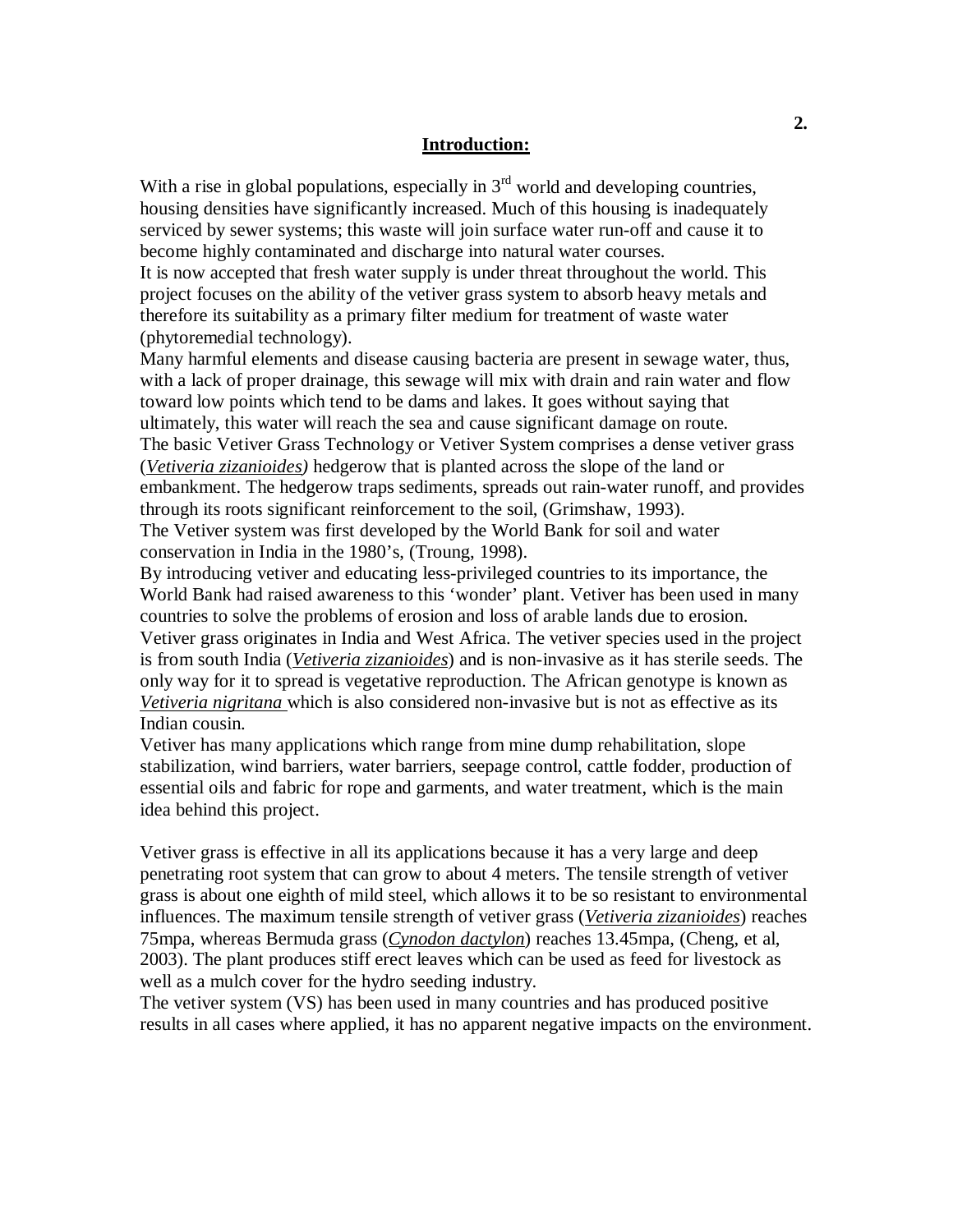## Introduction:

With a rise in global populations, especially in 3rd world and developing countries, housing densities have significantly increased. Much of this housing is inadequately serviced by sewer systems; this waste will join surface water run-off and cause it to become highly contaminated and discharge into natural water courses.
It is now accepted that fresh water supply is under threat throughout the world. This project focuses on the ability of the vetiver grass system to absorb heavy metals and therefore its suitability as a primary filter medium for treatment of waste water (phytoremedial technology).
Many harmful elements and disease causing bacteria are present in sewage water, thus, with a lack of proper drainage, this sewage will mix with drain and rain water and flow toward low points which tend to be dams and lakes. It goes without saying that ultimately, this water will reach the sea and cause significant damage on route.
The basic Vetiver Grass Technology or Vetiver System comprises a dense vetiver grass (*Vetiveria zizanioides)* hedgerow that is planted across the slope of the land or embankment. The hedgerow traps sediments, spreads out rain-water runoff, and provides through its roots significant reinforcement to the soil, (Grimshaw, 1993).
The Vetiver system was first developed by the World Bank for soil and water conservation in India in the 1980's, (Troung, 1998).
By introducing vetiver and educating less-privileged countries to its importance, the World Bank had raised awareness to this 'wonder' plant. Vetiver has been used in many countries to solve the problems of erosion and loss of arable lands due to erosion.
Vetiver grass originates in India and West Africa. The vetiver species used in the project is from south India (*Vetiveria zizanioides*) and is non-invasive as it has sterile seeds. The only way for it to spread is vegetative reproduction. The African genotype is known as *Vetiveria nigritana* which is also considered non-invasive but is not as effective as its Indian cousin.
Vetiver has many applications which range from mine dump rehabilitation, slope stabilization, wind barriers, water barriers, seepage control, cattle fodder, production of essential oils and fabric for rope and garments, and water treatment, which is the main idea behind this project.

Vetiver grass is effective in all its applications because it has a very large and deep penetrating root system that can grow to about 4 meters. The tensile strength of vetiver grass is about one eighth of mild steel, which allows it to be so resistant to environmental influences. The maximum tensile strength of vetiver grass (*Vetiveria zizanioides*) reaches 75mpa, whereas Bermuda grass (*Cynodon dactylon*) reaches 13.45mpa, (Cheng, et al, 2003). The plant produces stiff erect leaves which can be used as feed for livestock as well as a mulch cover for the hydro seeding industry.
The vetiver system (VS) has been used in many countries and has produced positive results in all cases where applied, it has no apparent negative impacts on the environment.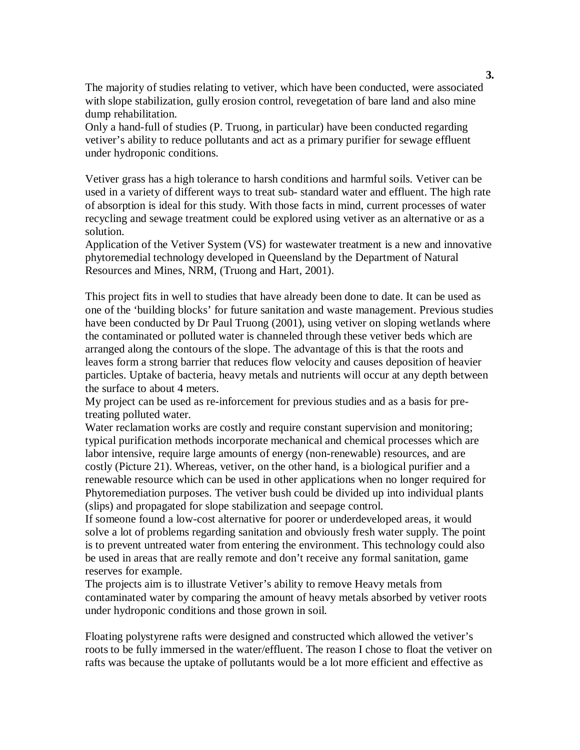The majority of studies relating to vetiver, which have been conducted, were associated with slope stabilization, gully erosion control, revegetation of bare land and also mine dump rehabilitation.

Only a hand-full of studies (P. Truong, in particular) have been conducted regarding vetiver's ability to reduce pollutants and act as a primary purifier for sewage effluent under hydroponic conditions.

Vetiver grass has a high tolerance to harsh conditions and harmful soils. Vetiver can be used in a variety of different ways to treat sub- standard water and effluent. The high rate of absorption is ideal for this study. With those facts in mind, current processes of water recycling and sewage treatment could be explored using vetiver as an alternative or as a solution.

Application of the Vetiver System (VS) for wastewater treatment is a new and innovative phytoremedial technology developed in Queensland by the Department of Natural Resources and Mines, NRM, (Truong and Hart, 2001).

This project fits in well to studies that have already been done to date. It can be used as one of the 'building blocks' for future sanitation and waste management. Previous studies have been conducted by Dr Paul Truong (2001), using vetiver on sloping wetlands where the contaminated or polluted water is channeled through these vetiver beds which are arranged along the contours of the slope. The advantage of this is that the roots and leaves form a strong barrier that reduces flow velocity and causes deposition of heavier particles. Uptake of bacteria, heavy metals and nutrients will occur at any depth between the surface to about 4 meters.

My project can be used as re-inforcement for previous studies and as a basis for pre-treating polluted water.

Water reclamation works are costly and require constant supervision and monitoring; typical purification methods incorporate mechanical and chemical processes which are labor intensive, require large amounts of energy (non-renewable) resources, and are costly (Picture 21). Whereas, vetiver, on the other hand, is a biological purifier and a renewable resource which can be used in other applications when no longer required for Phytoremediation purposes. The vetiver bush could be divided up into individual plants (slips) and propagated for slope stabilization and seepage control.

If someone found a low-cost alternative for poorer or underdeveloped areas, it would solve a lot of problems regarding sanitation and obviously fresh water supply. The point is to prevent untreated water from entering the environment. This technology could also be used in areas that are really remote and don't receive any formal sanitation, game reserves for example.

The projects aim is to illustrate Vetiver's ability to remove Heavy metals from contaminated water by comparing the amount of heavy metals absorbed by vetiver roots under hydroponic conditions and those grown in soil.

Floating polystyrene rafts were designed and constructed which allowed the vetiver's roots to be fully immersed in the water/effluent. The reason I chose to float the vetiver on rafts was because the uptake of pollutants would be a lot more efficient and effective as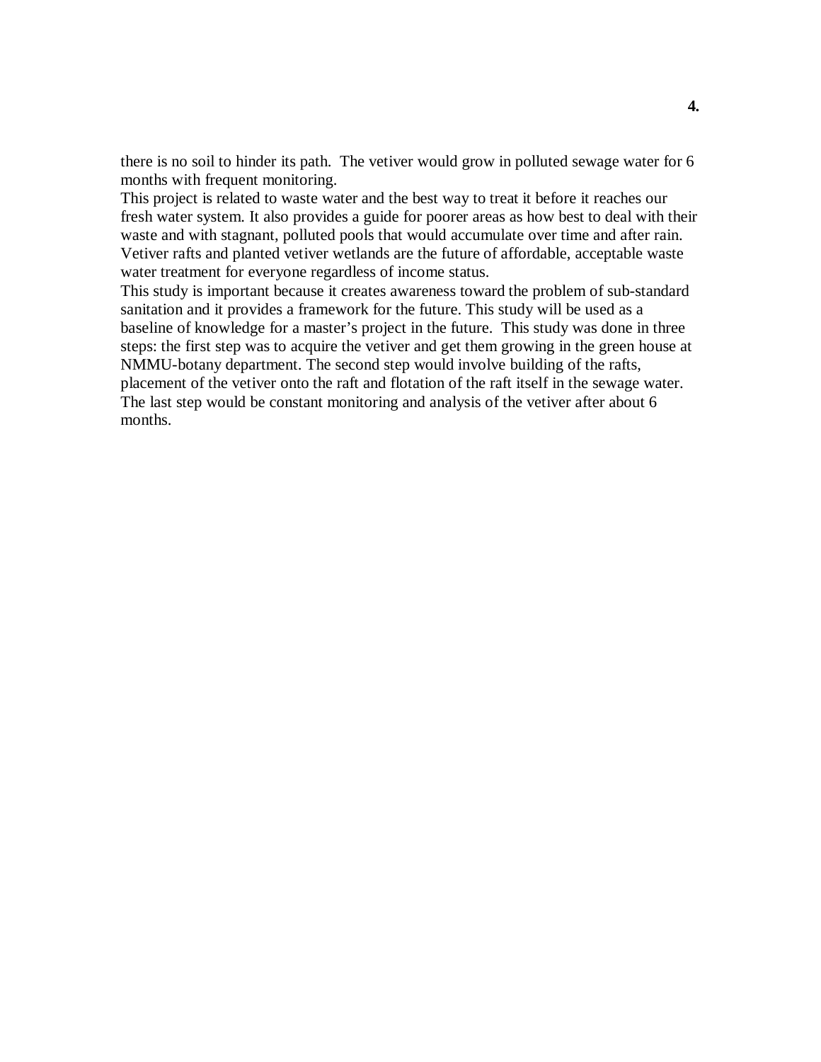there is no soil to hinder its path.  The vetiver would grow in polluted sewage water for 6 months with frequent monitoring.

This project is related to waste water and the best way to treat it before it reaches our fresh water system. It also provides a guide for poorer areas as how best to deal with their waste and with stagnant, polluted pools that would accumulate over time and after rain. Vetiver rafts and planted vetiver wetlands are the future of affordable, acceptable waste water treatment for everyone regardless of income status.

This study is important because it creates awareness toward the problem of sub-standard sanitation and it provides a framework for the future. This study will be used as a baseline of knowledge for a master's project in the future.  This study was done in three steps: the first step was to acquire the vetiver and get them growing in the green house at NMMU-botany department. The second step would involve building of the rafts, placement of the vetiver onto the raft and flotation of the raft itself in the sewage water. The last step would be constant monitoring and analysis of the vetiver after about 6 months.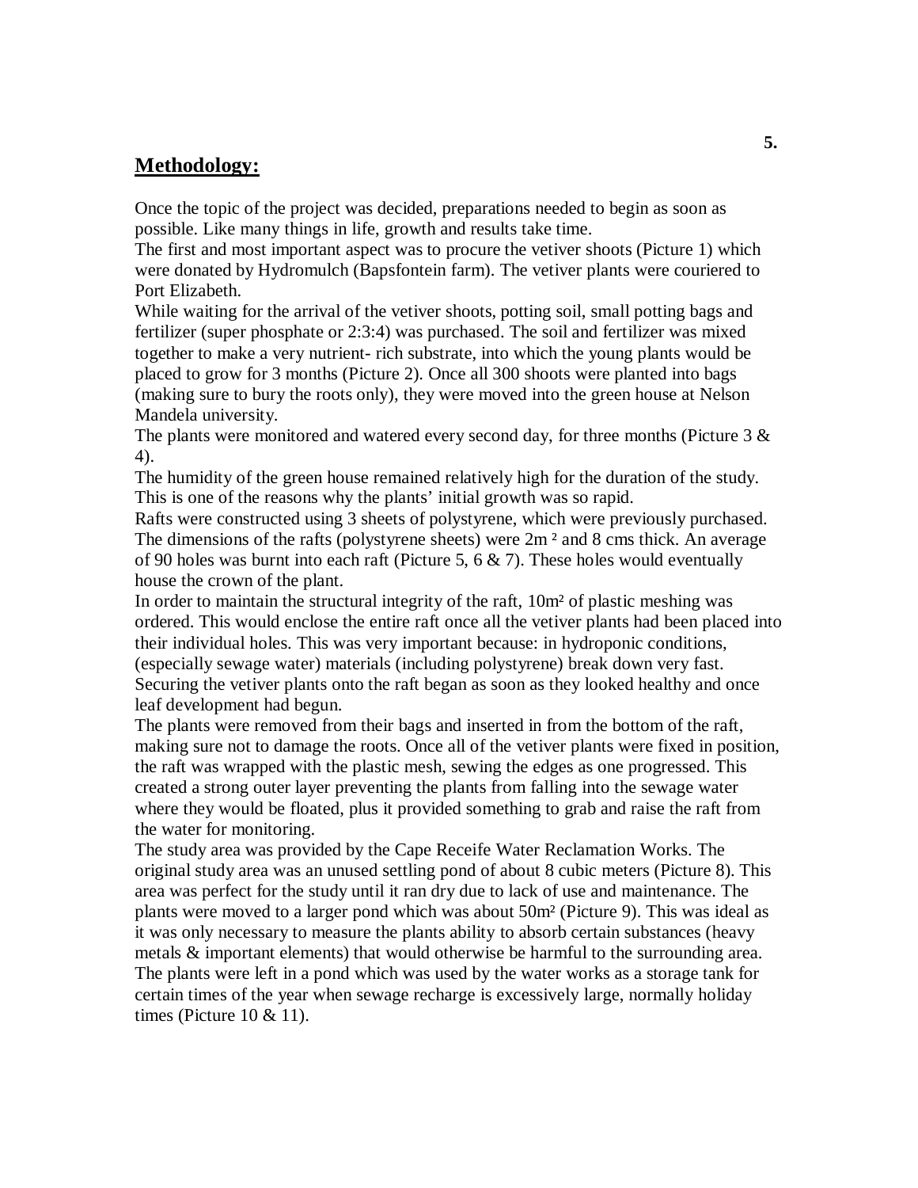## Methodology:

Once the topic of the project was decided, preparations needed to begin as soon as possible. Like many things in life, growth and results take time.

The first and most important aspect was to procure the vetiver shoots (Picture 1) which were donated by Hydromulch (Bapsfontein farm). The vetiver plants were couriered to Port Elizabeth.

While waiting for the arrival of the vetiver shoots, potting soil, small potting bags and fertilizer (super phosphate or 2:3:4) was purchased. The soil and fertilizer was mixed together to make a very nutrient- rich substrate, into which the young plants would be placed to grow for 3 months (Picture 2). Once all 300 shoots were planted into bags (making sure to bury the roots only), they were moved into the green house at Nelson Mandela university.

The plants were monitored and watered every second day, for three months (Picture 3 & 4).

The humidity of the green house remained relatively high for the duration of the study. This is one of the reasons why the plants' initial growth was so rapid.

Rafts were constructed using 3 sheets of polystyrene, which were previously purchased. The dimensions of the rafts (polystyrene sheets) were 2m $^2$ and 8 cms thick. An average of 90 holes was burnt into each raft (Picture 5, 6 & 7). These holes would eventually house the crown of the plant.

In order to maintain the structural integrity of the raft, 10m$^2$ of plastic meshing was ordered. This would enclose the entire raft once all the vetiver plants had been placed into their individual holes. This was very important because: in hydroponic conditions, (especially sewage water) materials (including polystyrene) break down very fast.

Securing the vetiver plants onto the raft began as soon as they looked healthy and once leaf development had begun.

The plants were removed from their bags and inserted in from the bottom of the raft, making sure not to damage the roots. Once all of the vetiver plants were fixed in position, the raft was wrapped with the plastic mesh, sewing the edges as one progressed. This created a strong outer layer preventing the plants from falling into the sewage water where they would be floated, plus it provided something to grab and raise the raft from the water for monitoring.

The study area was provided by the Cape Receife Water Reclamation Works. The original study area was an unused settling pond of about 8 cubic meters (Picture 8). This area was perfect for the study until it ran dry due to lack of use and maintenance. The plants were moved to a larger pond which was about 50m$^2$ (Picture 9). This was ideal as it was only necessary to measure the plants ability to absorb certain substances (heavy metals & important elements) that would otherwise be harmful to the surrounding area. The plants were left in a pond which was used by the water works as a storage tank for certain times of the year when sewage recharge is excessively large, normally holiday times (Picture 10 & 11).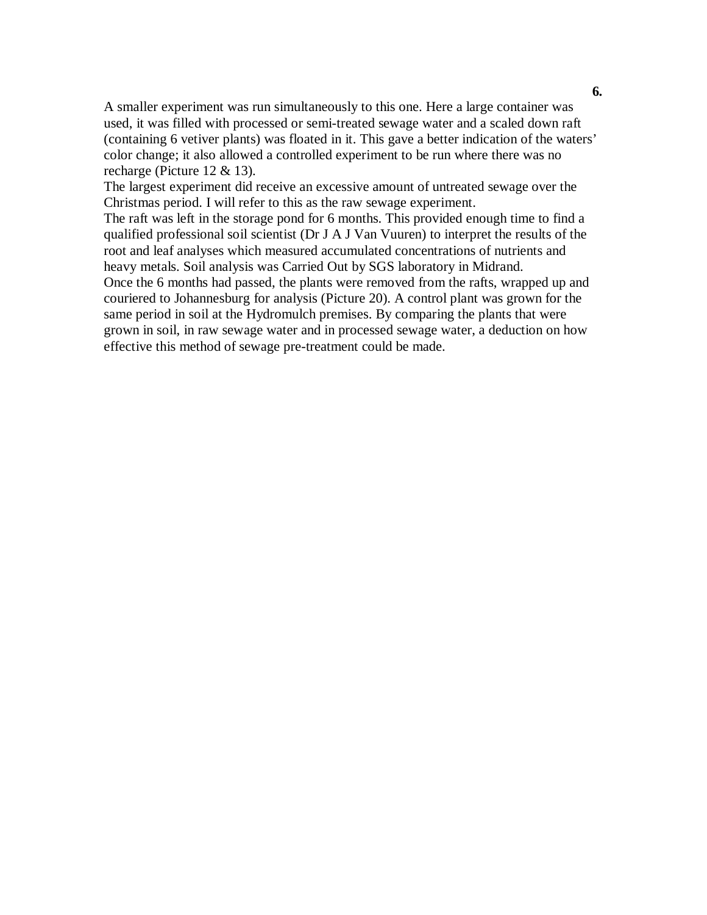A smaller experiment was run simultaneously to this one. Here a large container was used, it was filled with processed or semi-treated sewage water and a scaled down raft (containing 6 vetiver plants) was floated in it. This gave a better indication of the waters' color change; it also allowed a controlled experiment to be run where there was no recharge (Picture 12 & 13).

The largest experiment did receive an excessive amount of untreated sewage over the Christmas period. I will refer to this as the raw sewage experiment.

The raft was left in the storage pond for 6 months. This provided enough time to find a qualified professional soil scientist (Dr J A J Van Vuuren) to interpret the results of the root and leaf analyses which measured accumulated concentrations of nutrients and heavy metals. Soil analysis was Carried Out by SGS laboratory in Midrand.

Once the 6 months had passed, the plants were removed from the rafts, wrapped up and couriered to Johannesburg for analysis (Picture 20). A control plant was grown for the same period in soil at the Hydromulch premises. By comparing the plants that were grown in soil, in raw sewage water and in processed sewage water, a deduction on how effective this method of sewage pre-treatment could be made.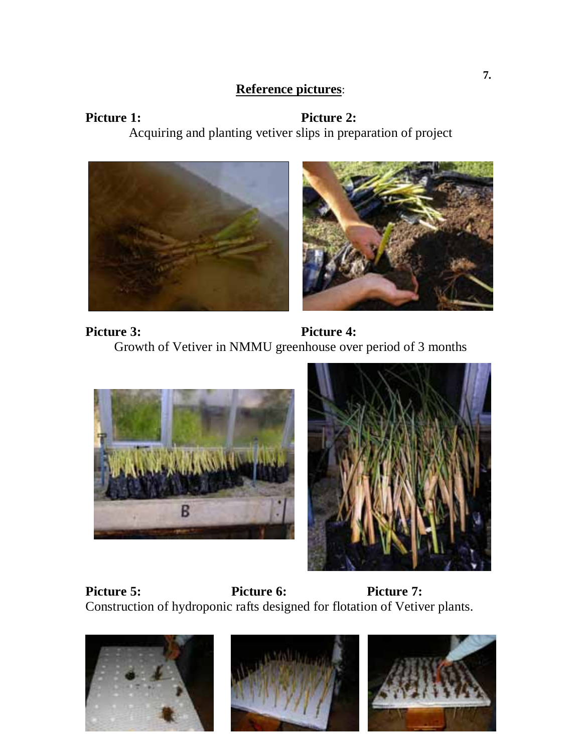**Reference pictures**:

**Picture 1:** **Picture 2:**

Acquiring and planting vetiver slips in preparation of project

**Picture 3:** **Picture 4:**

Growth of Vetiver in NMMU greenhouse over period of 3 months

**Picture 5:** **Picture 6:** **Picture 7:**

Construction of hydroponic rafts designed for flotation of Vetiver plants.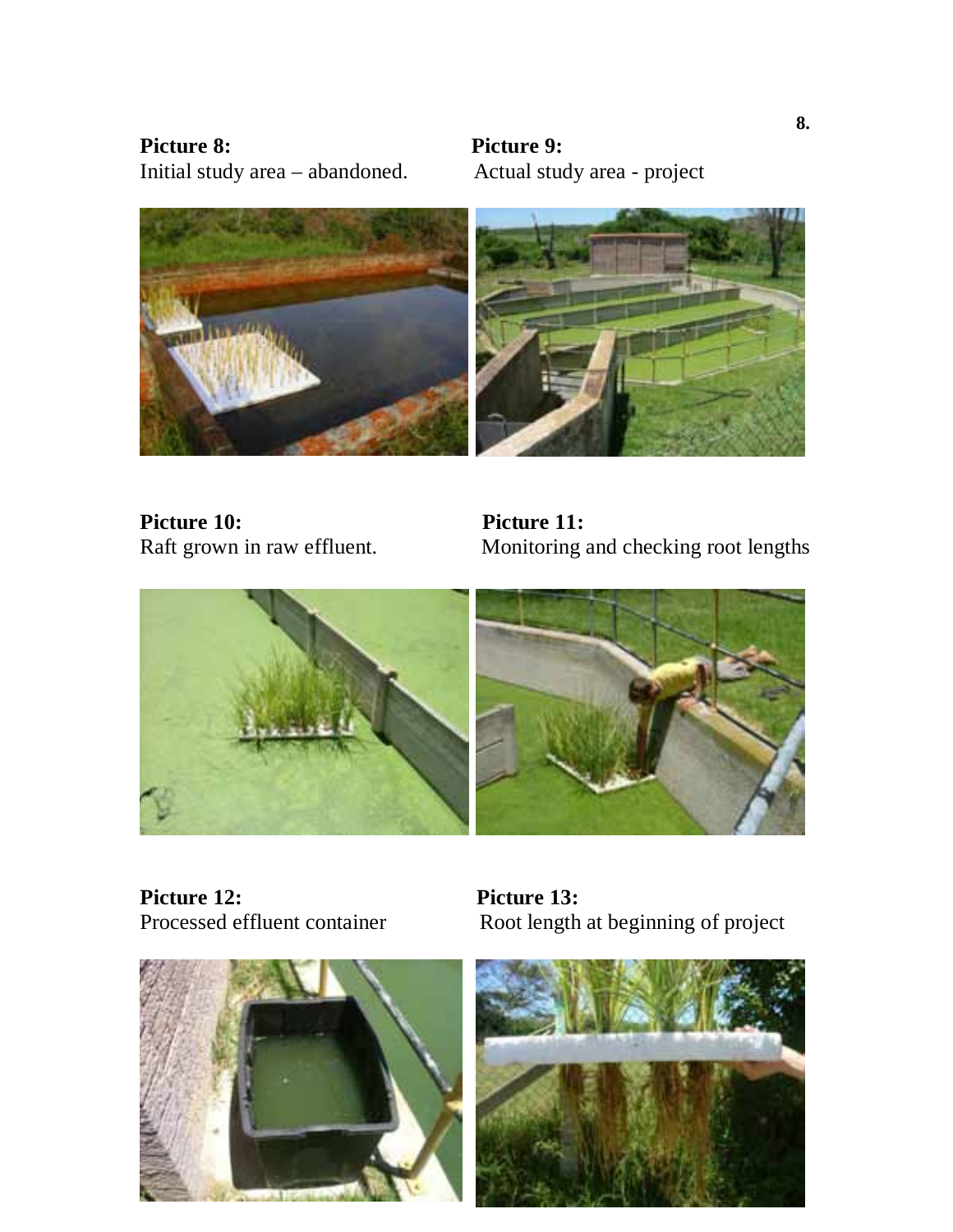**Picture 8:**
Initial study area – abandoned.

**Picture 9:**
Actual study area - project

**Picture 10:**
Raft grown in raw effluent.

**Picture 11:**
Monitoring and checking root lengths

**Picture 12:**
Processed effluent container

**Picture 13:**
Root length at beginning of project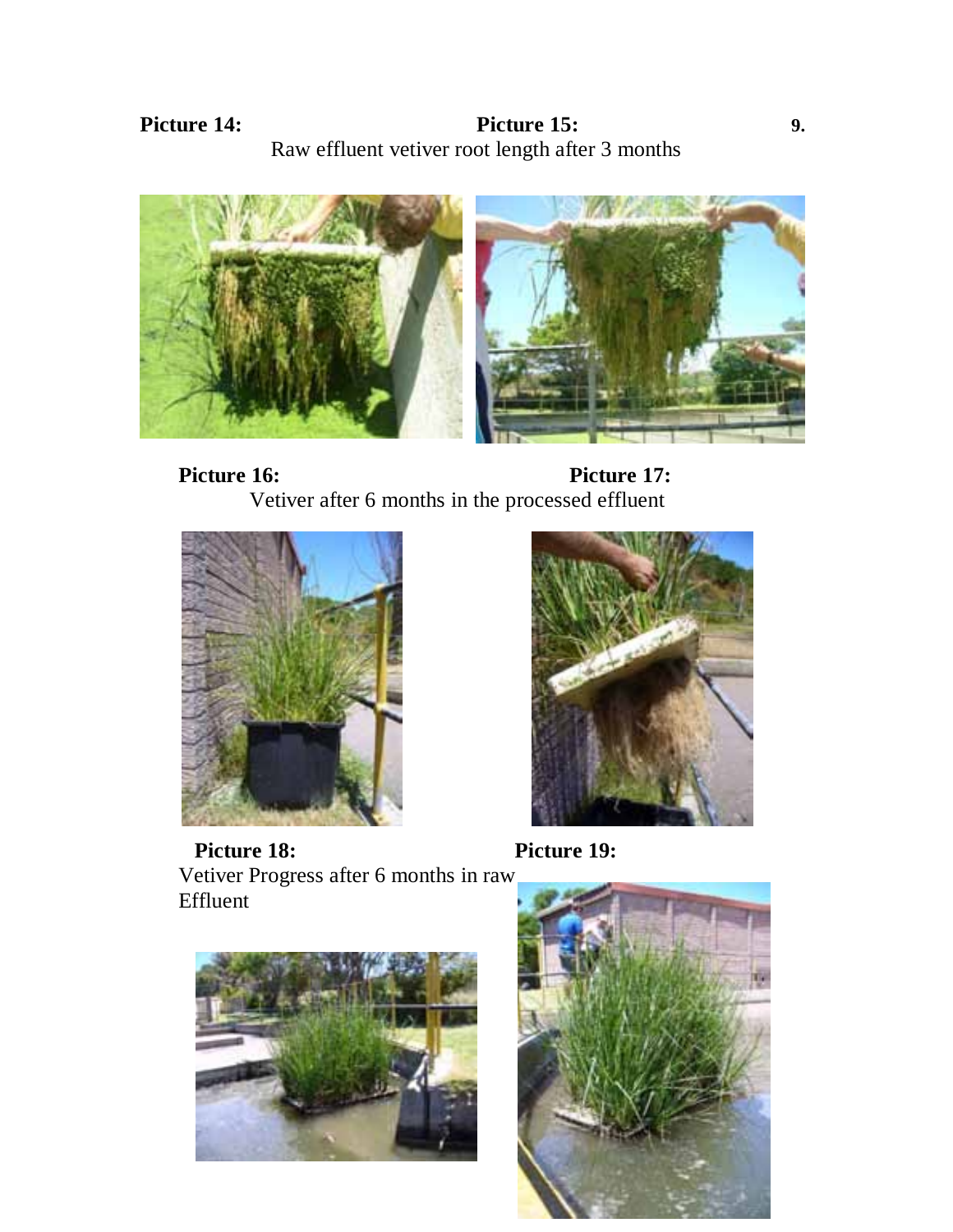**Picture 14:** **Picture 15:**

Raw effluent vetiver root length after 3 months

**Picture 16:** **Picture 17:**

Vetiver after 6 months in the processed effluent

**Picture 18:** **Picture 19:**

Vetiver Progress after 6 months in raw Effluent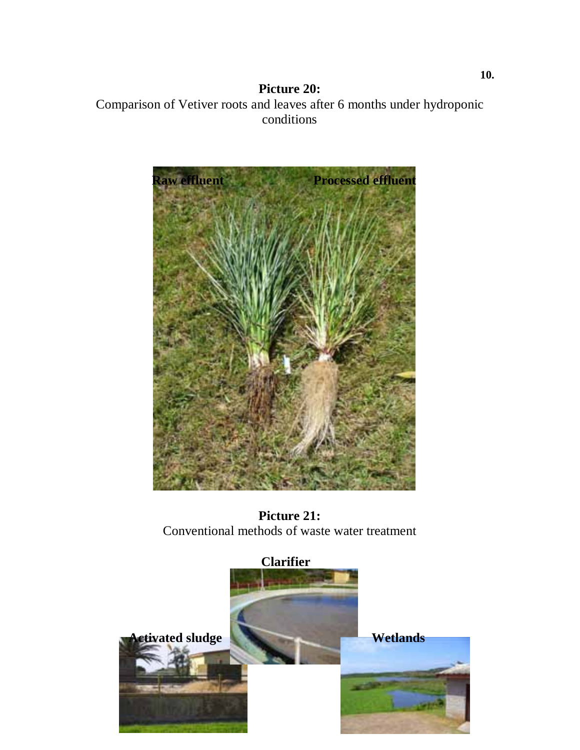**Picture 20:**
Comparison of Vetiver roots and leaves after 6 months under hydroponic conditions

**Picture 21:**
Conventional methods of waste water treatment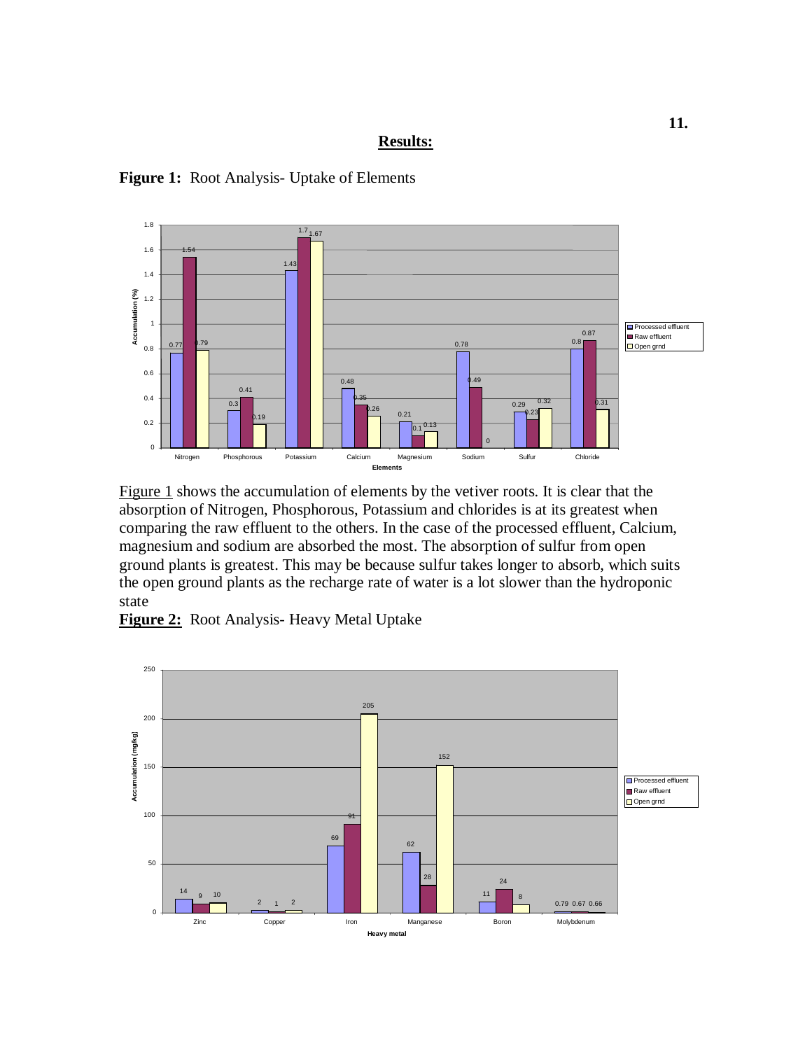## Results:

**Figure 1:** Root Analysis- Uptake of Elements

Figure 1 shows the accumulation of elements by the vetiver roots. It is clear that the absorption of Nitrogen, Phosphorous, Potassium and chlorides is at its greatest when comparing the raw effluent to the others. In the case of the processed effluent, Calcium, magnesium and sodium are absorbed the most. The absorption of sulfur from open ground plants is greatest. This may be because sulfur takes longer to absorb, which suits the open ground plants as the recharge rate of water is a lot slower than the hydroponic state

**Figure 2:** Root Analysis- Heavy Metal Uptake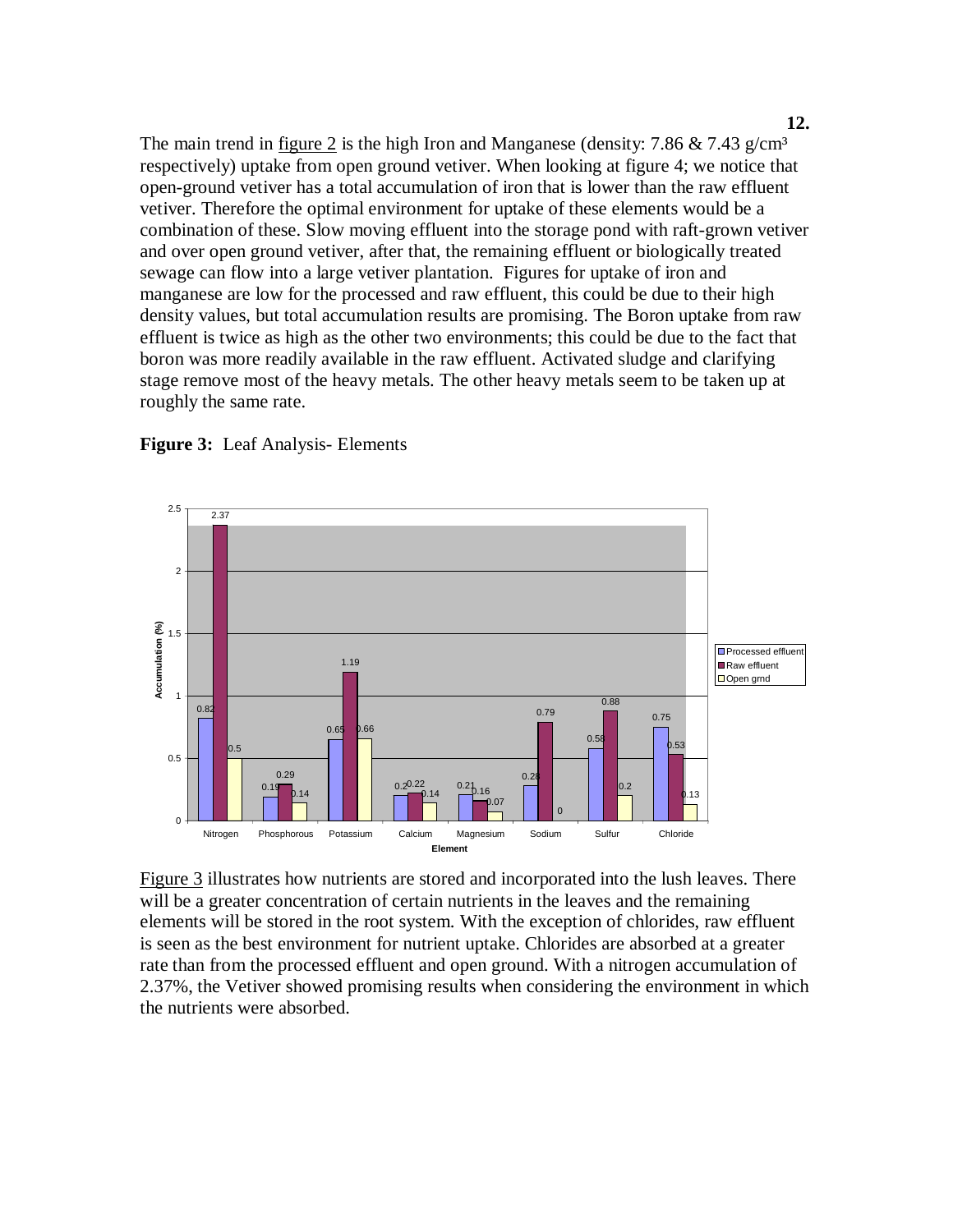The main trend in figure 2 is the high Iron and Manganese (density: 7.86 & 7.43 g/cm³ respectively) uptake from open ground vetiver. When looking at figure 4; we notice that open-ground vetiver has a total accumulation of iron that is lower than the raw effluent vetiver. Therefore the optimal environment for uptake of these elements would be a combination of these. Slow moving effluent into the storage pond with raft-grown vetiver and over open ground vetiver, after that, the remaining effluent or biologically treated sewage can flow into a large vetiver plantation. Figures for uptake of iron and manganese are low for the processed and raw effluent, this could be due to their high density values, but total accumulation results are promising. The Boron uptake from raw effluent is twice as high as the other two environments; this could be due to the fact that boron was more readily available in the raw effluent. Activated sludge and clarifying stage remove most of the heavy metals. The other heavy metals seem to be taken up at roughly the same rate.

**Figure 3:** Leaf Analysis- Elements

| Element | Processed effluent | Raw effluent | Open grnd |
|---|---|---|---|
| Nitrogen | 0.82 | 2.37 | 0.5 |
| Phosphorous | 0.19 | 0.29 | 0.14 |
| Potassium | 0.65 | 1.19 | 0.66 |
| Calcium | 0.2 | 0.22 | 0.14 |
| Magnesium | 0.21 | 0.16 | 0.07 |
| Sodium | 0.28 | 0.79 | 0 |
| Sulfur | 0.58 | 0.88 | 0.2 |
| Chloride | 0.75 | 0.53 | 0.13 |

Figure 3 illustrates how nutrients are stored and incorporated into the lush leaves. There will be a greater concentration of certain nutrients in the leaves and the remaining elements will be stored in the root system. With the exception of chlorides, raw effluent is seen as the best environment for nutrient uptake. Chlorides are absorbed at a greater rate than from the processed effluent and open ground. With a nitrogen accumulation of 2.37%, the Vetiver showed promising results when considering the environment in which the nutrients were absorbed.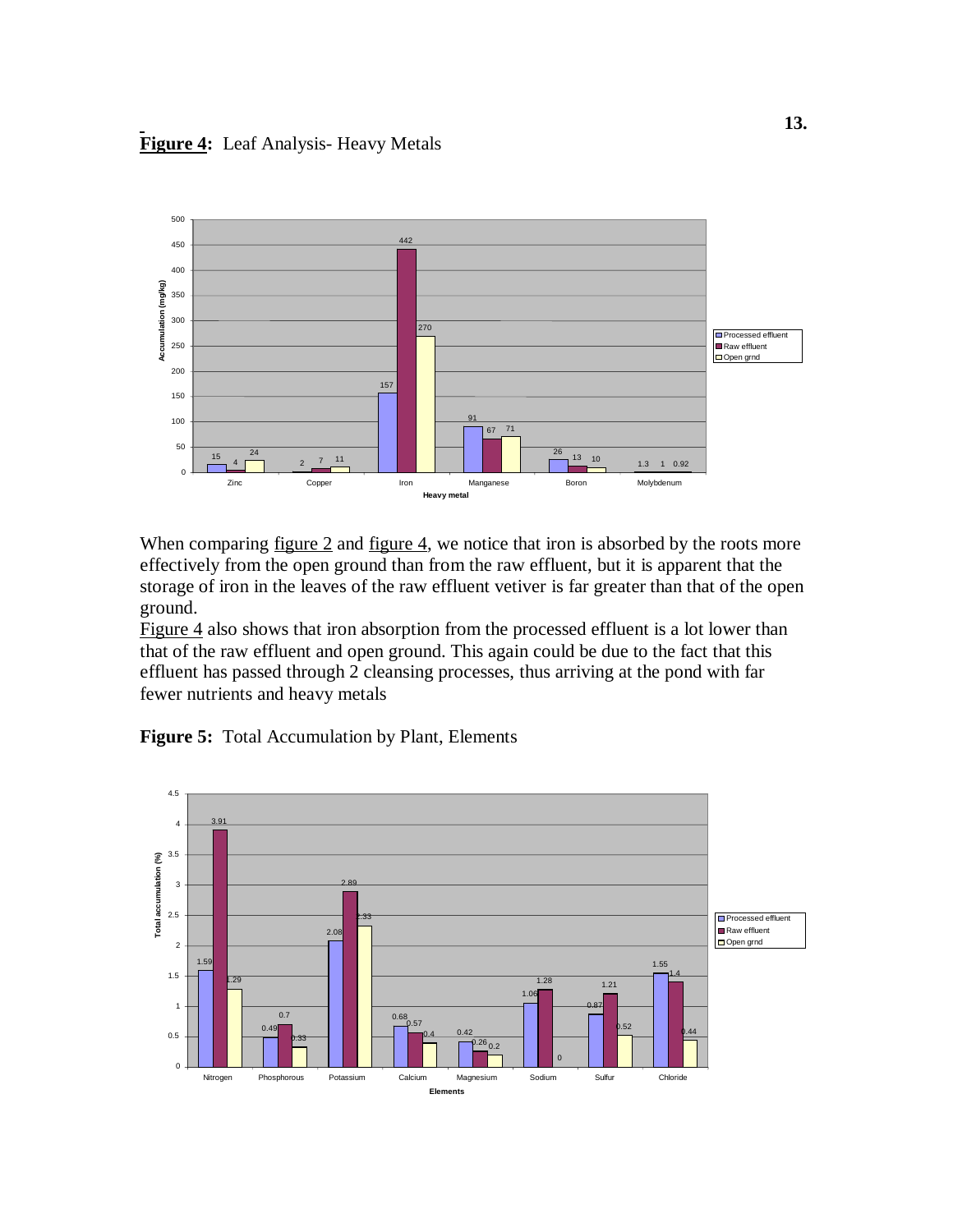**Figure 4:** Leaf Analysis- Heavy Metals

When comparing figure 2 and figure 4, we notice that iron is absorbed by the roots more effectively from the open ground than from the raw effluent, but it is apparent that the storage of iron in the leaves of the raw effluent vetiver is far greater than that of the open ground.

Figure 4 also shows that iron absorption from the processed effluent is a lot lower than that of the raw effluent and open ground. This again could be due to the fact that this effluent has passed through 2 cleansing processes, thus arriving at the pond with far fewer nutrients and heavy metals

**Figure 5:** Total Accumulation by Plant, Elements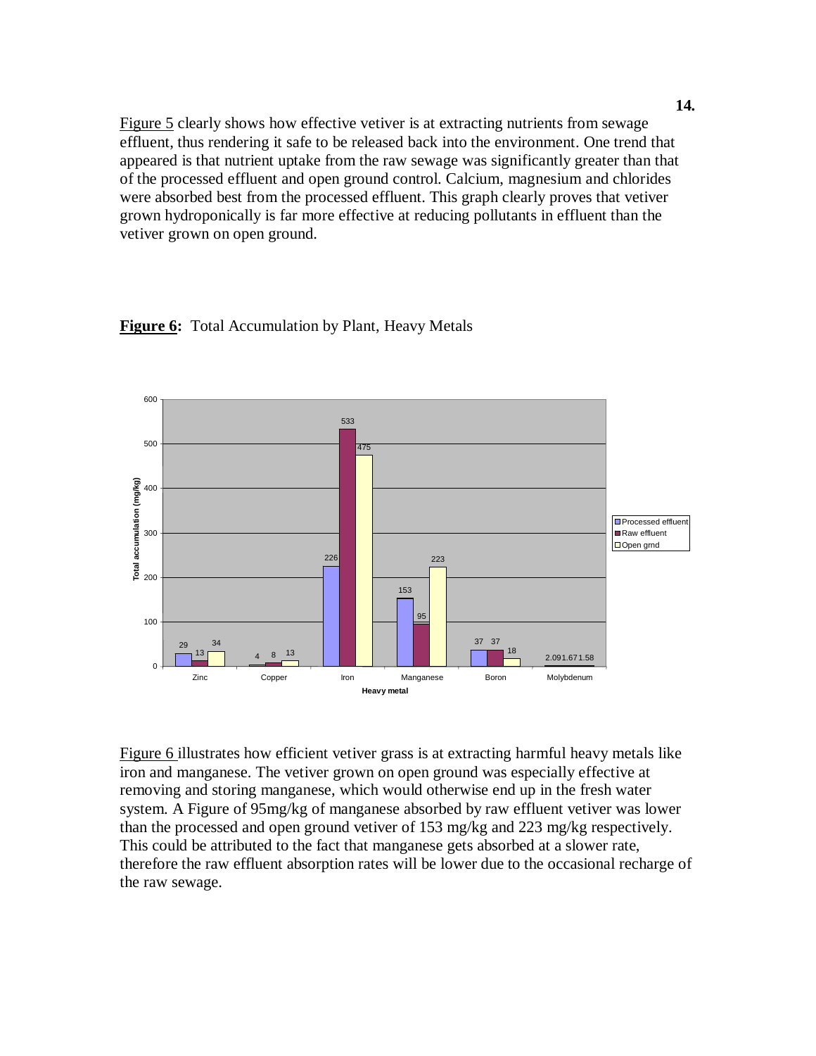Figure 5 clearly shows how effective vetiver is at extracting nutrients from sewage effluent, thus rendering it safe to be released back into the environment. One trend that appeared is that nutrient uptake from the raw sewage was significantly greater than that of the processed effluent and open ground control. Calcium, magnesium and chlorides were absorbed best from the processed effluent. This graph clearly proves that vetiver grown hydroponically is far more effective at reducing pollutants in effluent than the vetiver grown on open ground.

**Figure 6:** Total Accumulation by Plant, Heavy Metals

| Heavy metal | Processed effluent | Raw effluent | Open grnd |
|---|---|---|---|
| Zinc | 29 | 13 | 34 |
| Copper | 4 | 8 | 13 |
| Iron | 226 | 533 | 475 |
| Manganese | 153 | 95 | 223 |
| Boron | 37 | 37 | 18 |
| Molybdenum | 2.09 | 1.67 | 1.58 |

Total accumulation (mg/kg)

Figure 6 illustrates how efficient vetiver grass is at extracting harmful heavy metals like iron and manganese. The vetiver grown on open ground was especially effective at removing and storing manganese, which would otherwise end up in the fresh water system. A Figure of 95mg/kg of manganese absorbed by raw effluent vetiver was lower than the processed and open ground vetiver of 153 mg/kg and 223 mg/kg respectively. This could be attributed to the fact that manganese gets absorbed at a slower rate, therefore the raw effluent absorption rates will be lower due to the occasional recharge of the raw sewage.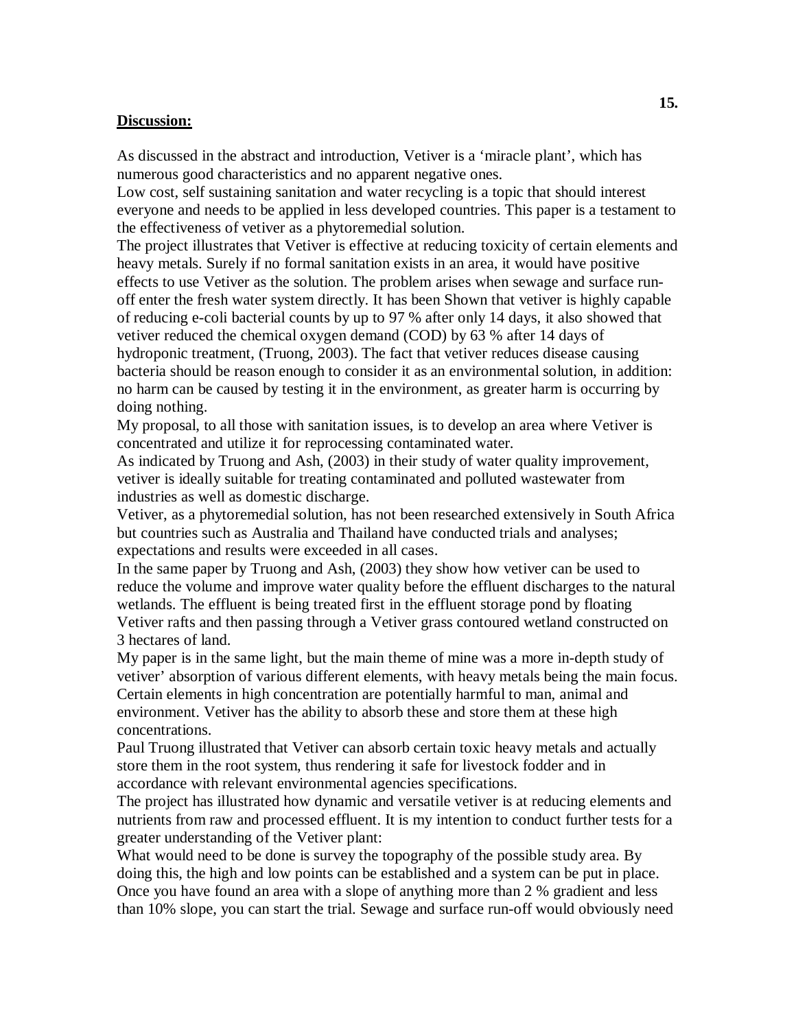**Discussion:**

As discussed in the abstract and introduction, Vetiver is a 'miracle plant', which has numerous good characteristics and no apparent negative ones.

Low cost, self sustaining sanitation and water recycling is a topic that should interest everyone and needs to be applied in less developed countries. This paper is a testament to the effectiveness of vetiver as a phytoremedial solution.

The project illustrates that Vetiver is effective at reducing toxicity of certain elements and heavy metals. Surely if no formal sanitation exists in an area, it would have positive effects to use Vetiver as the solution. The problem arises when sewage and surface run-off enter the fresh water system directly. It has been Shown that vetiver is highly capable of reducing e-coli bacterial counts by up to 97 % after only 14 days, it also showed that vetiver reduced the chemical oxygen demand (COD) by 63 % after 14 days of hydroponic treatment, (Truong, 2003). The fact that vetiver reduces disease causing bacteria should be reason enough to consider it as an environmental solution, in addition: no harm can be caused by testing it in the environment, as greater harm is occurring by doing nothing.

My proposal, to all those with sanitation issues, is to develop an area where Vetiver is concentrated and utilize it for reprocessing contaminated water.

As indicated by Truong and Ash, (2003) in their study of water quality improvement, vetiver is ideally suitable for treating contaminated and polluted wastewater from industries as well as domestic discharge.

Vetiver, as a phytoremedial solution, has not been researched extensively in South Africa but countries such as Australia and Thailand have conducted trials and analyses; expectations and results were exceeded in all cases.

In the same paper by Truong and Ash, (2003) they show how vetiver can be used to reduce the volume and improve water quality before the effluent discharges to the natural wetlands. The effluent is being treated first in the effluent storage pond by floating Vetiver rafts and then passing through a Vetiver grass contoured wetland constructed on 3 hectares of land.

My paper is in the same light, but the main theme of mine was a more in-depth study of vetiver' absorption of various different elements, with heavy metals being the main focus. Certain elements in high concentration are potentially harmful to man, animal and environment. Vetiver has the ability to absorb these and store them at these high concentrations.

Paul Truong illustrated that Vetiver can absorb certain toxic heavy metals and actually store them in the root system, thus rendering it safe for livestock fodder and in accordance with relevant environmental agencies specifications.

The project has illustrated how dynamic and versatile vetiver is at reducing elements and nutrients from raw and processed effluent. It is my intention to conduct further tests for a greater understanding of the Vetiver plant:

What would need to be done is survey the topography of the possible study area. By doing this, the high and low points can be established and a system can be put in place. Once you have found an area with a slope of anything more than 2 % gradient and less than 10% slope, you can start the trial. Sewage and surface run-off would obviously need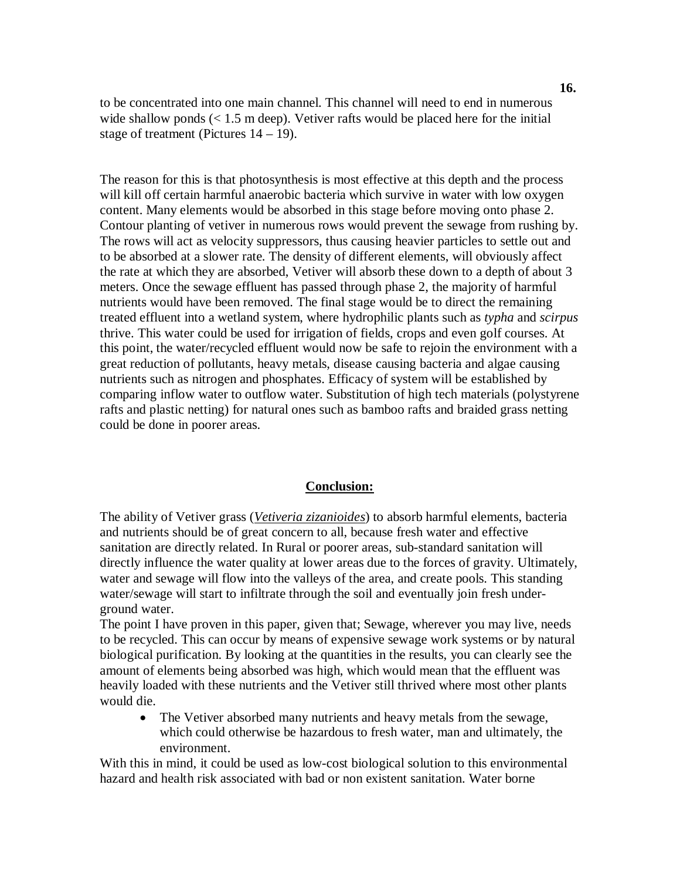to be concentrated into one main channel. This channel will need to end in numerous wide shallow ponds (< 1.5 m deep). Vetiver rafts would be placed here for the initial stage of treatment (Pictures 14 – 19).

The reason for this is that photosynthesis is most effective at this depth and the process will kill off certain harmful anaerobic bacteria which survive in water with low oxygen content. Many elements would be absorbed in this stage before moving onto phase 2. Contour planting of vetiver in numerous rows would prevent the sewage from rushing by. The rows will act as velocity suppressors, thus causing heavier particles to settle out and to be absorbed at a slower rate. The density of different elements, will obviously affect the rate at which they are absorbed, Vetiver will absorb these down to a depth of about 3 meters. Once the sewage effluent has passed through phase 2, the majority of harmful nutrients would have been removed. The final stage would be to direct the remaining treated effluent into a wetland system, where hydrophilic plants such as *typha* and *scirpus* thrive. This water could be used for irrigation of fields, crops and even golf courses. At this point, the water/recycled effluent would now be safe to rejoin the environment with a great reduction of pollutants, heavy metals, disease causing bacteria and algae causing nutrients such as nitrogen and phosphates. Efficacy of system will be established by comparing inflow water to outflow water. Substitution of high tech materials (polystyrene rafts and plastic netting) for natural ones such as bamboo rafts and braided grass netting could be done in poorer areas.

## Conclusion:

The ability of Vetiver grass (***Vetiveria zizanioides***) to absorb harmful elements, bacteria and nutrients should be of great concern to all, because fresh water and effective sanitation are directly related. In Rural or poorer areas, sub-standard sanitation will directly influence the water quality at lower areas due to the forces of gravity. Ultimately, water and sewage will flow into the valleys of the area, and create pools. This standing water/sewage will start to infiltrate through the soil and eventually join fresh under-ground water.

The point I have proven in this paper, given that; Sewage, wherever you may live, needs to be recycled. This can occur by means of expensive sewage work systems or by natural biological purification. By looking at the quantities in the results, you can clearly see the amount of elements being absorbed was high, which would mean that the effluent was heavily loaded with these nutrients and the Vetiver still thrived where most other plants would die.

- The Vetiver absorbed many nutrients and heavy metals from the sewage, which could otherwise be hazardous to fresh water, man and ultimately, the environment.

With this in mind, it could be used as low-cost biological solution to this environmental hazard and health risk associated with bad or non existent sanitation. Water borne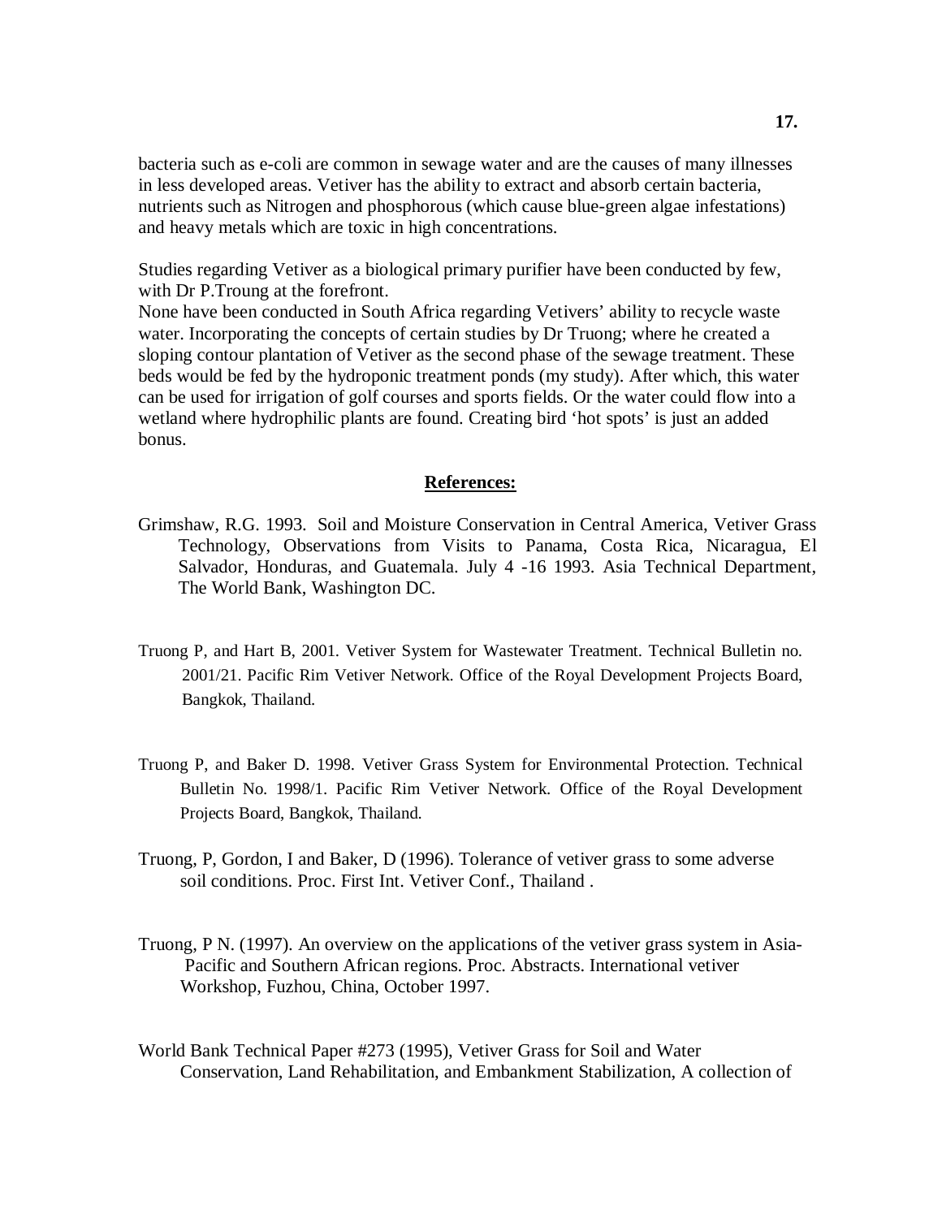bacteria such as e-coli are common in sewage water and are the causes of many illnesses in less developed areas. Vetiver has the ability to extract and absorb certain bacteria, nutrients such as Nitrogen and phosphorous (which cause blue-green algae infestations) and heavy metals which are toxic in high concentrations.

Studies regarding Vetiver as a biological primary purifier have been conducted by few, with Dr P.Troung at the forefront.
None have been conducted in South Africa regarding Vetivers' ability to recycle waste water. Incorporating the concepts of certain studies by Dr Truong; where he created a sloping contour plantation of Vetiver as the second phase of the sewage treatment. These beds would be fed by the hydroponic treatment ponds (my study). After which, this water can be used for irrigation of golf courses and sports fields. Or the water could flow into a wetland where hydrophilic plants are found. Creating bird 'hot spots' is just an added bonus.

## References:

Grimshaw, R.G. 1993. Soil and Moisture Conservation in Central America, Vetiver Grass Technology, Observations from Visits to Panama, Costa Rica, Nicaragua, El Salvador, Honduras, and Guatemala. July 4 -16 1993. Asia Technical Department, The World Bank, Washington DC.

Truong P, and Hart B, 2001. Vetiver System for Wastewater Treatment. Technical Bulletin no. 2001/21. Pacific Rim Vetiver Network. Office of the Royal Development Projects Board, Bangkok, Thailand.

Truong P, and Baker D. 1998. Vetiver Grass System for Environmental Protection. Technical Bulletin No. 1998/1. Pacific Rim Vetiver Network. Office of the Royal Development Projects Board, Bangkok, Thailand.

Truong, P, Gordon, I and Baker, D (1996). Tolerance of vetiver grass to some adverse soil conditions. Proc. First Int. Vetiver Conf., Thailand .

Truong, P N. (1997). An overview on the applications of the vetiver grass system in Asia-Pacific and Southern African regions. Proc. Abstracts. International vetiver Workshop, Fuzhou, China, October 1997.

World Bank Technical Paper #273 (1995), Vetiver Grass for Soil and Water Conservation, Land Rehabilitation, and Embankment Stabilization, A collection of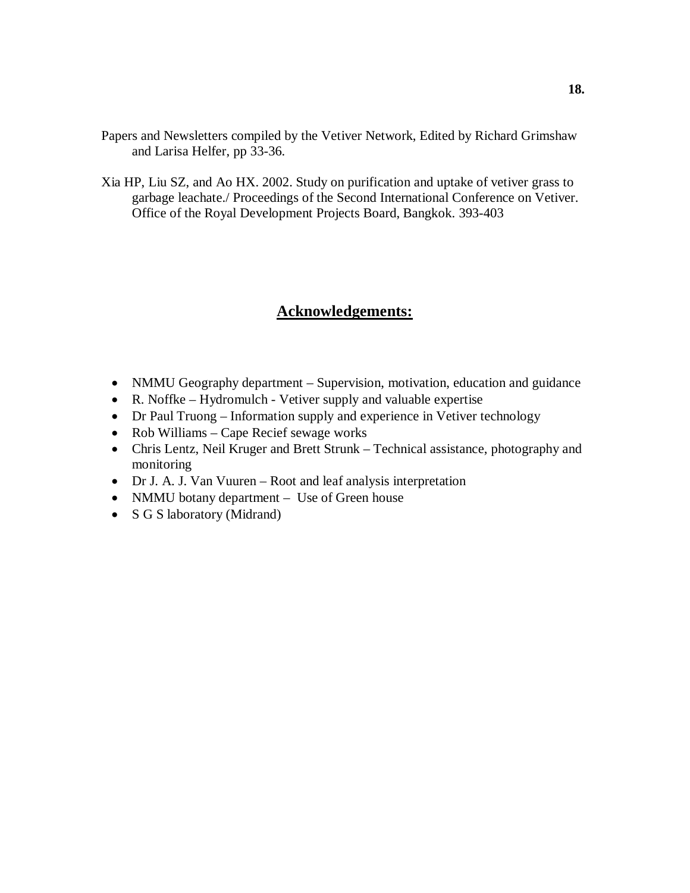Papers and Newsletters compiled by the Vetiver Network, Edited by Richard Grimshaw and Larisa Helfer, pp 33-36.

Xia HP, Liu SZ, and Ao HX. 2002. Study on purification and uptake of vetiver grass to garbage leachate./ Proceedings of the Second International Conference on Vetiver. Office of the Royal Development Projects Board, Bangkok. 393-403

## Acknowledgements:

- NMMU Geography department – Supervision, motivation, education and guidance
- R. Noffke – Hydromulch - Vetiver supply and valuable expertise
- Dr Paul Truong – Information supply and experience in Vetiver technology
- Rob Williams – Cape Recief sewage works
- Chris Lentz, Neil Kruger and Brett Strunk – Technical assistance, photography and monitoring
- Dr J. A. J. Van Vuuren – Root and leaf analysis interpretation
- NMMU botany department – Use of Green house
- S G S laboratory (Midrand)